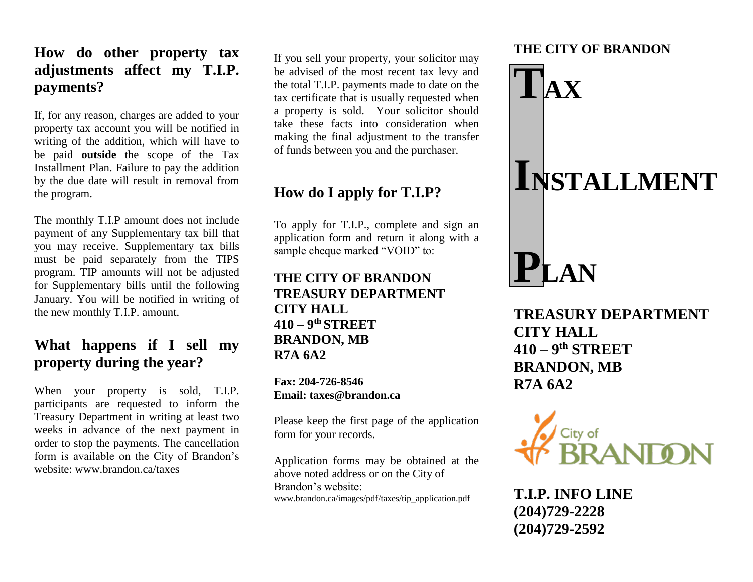## How do other property tax adjustments affect my T.I.P. payments?

If, for any reason, charges are added to your property tax account you will be notified in writing of the addition, which will have to be paid **outside** the scope of the Tax Installment Plan. Failure to pay the addition by the due date will result in removal from the program.

The monthly T.I.P amount does not include payment of any Supplementary tax bill that you may receive. Supplementary tax bills must be paid separately from the TIPS program. TIP amounts will not be adjusted for Supplementary bills until the following January. You will be notified in writing of the new monthly T.I.P. amount.

## What happens if I sell my property during the year?

When your property is sold, T.I.P. participants are requested to inform the Treasury Department in writing at least two weeks in advance of the next payment in order to stop the payments. The cancellation form is available on the City of Brandon's website: www.brandon.ca/taxes

If you sell your property, your solicitor may be advised of the most recent tax levy and the total T.I.P. payments made to date on the tax certificate that is usually requested when a property is sold. Your solicitor should take these facts into consideration when making the final adjustment to the transfer of funds between you and the purchaser.

## How do I apply for T.I.P?

To apply for T.I.P., complete and sign an application form and return it along with a sample cheque marked "VOID" to:

**THE CITY OF BRANDON**
**TREASURY DEPARTMENT**
**CITY HALL**
**410 – 9th STREET**
**BRANDON, MB**
**R7A 6A2**

**Fax: 204-726-8546**
**Email: taxes@brandon.ca**

Please keep the first page of the application form for your records.

Application forms may be obtained at the above noted address or on the City of Brandon's website:
www.brandon.ca/images/pdf/taxes/tip_application.pdf

**THE CITY OF BRANDON**

# TAX INSTALLMENT PLAN

**TREASURY DEPARTMENT**
**CITY HALL**
**410 – 9th STREET**
**BRANDON, MB**
**R7A 6A2**

City of BRANDON

**T.I.P. INFO LINE**
**(204)729-2228**
**(204)729-2592**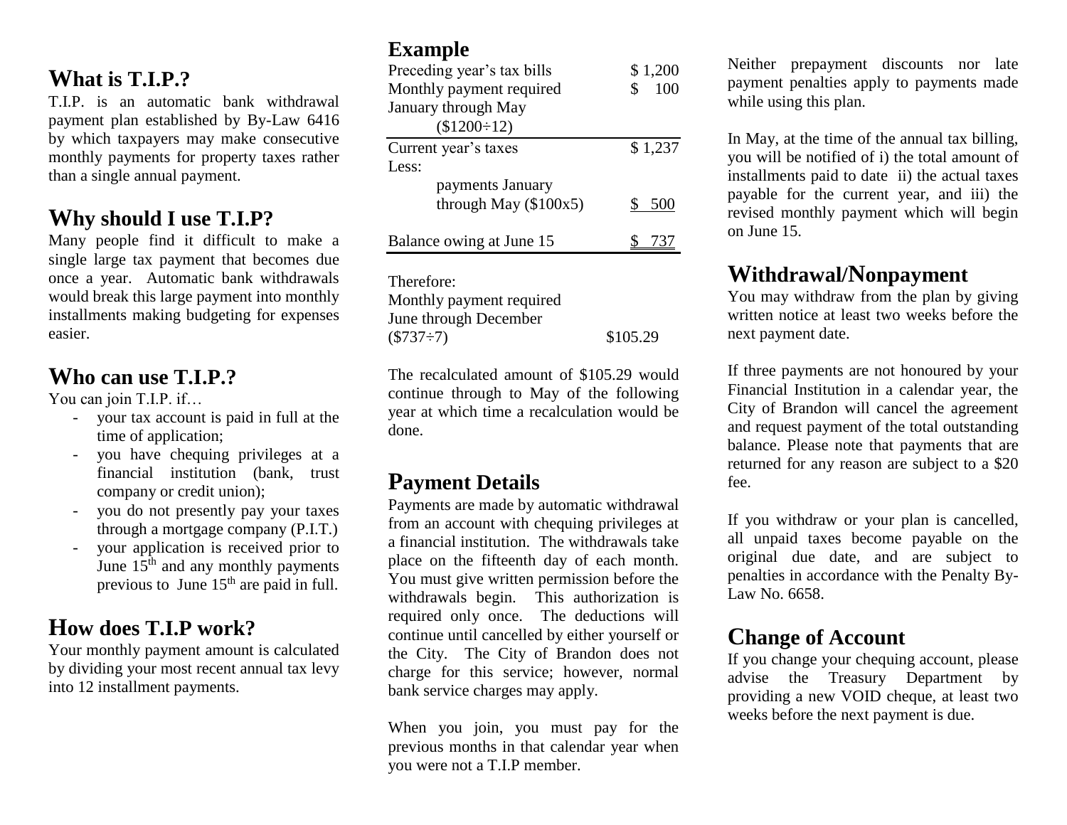## What is T.I.P.?

T.I.P. is an automatic bank withdrawal payment plan established by By-Law 6416 by which taxpayers may make consecutive monthly payments for property taxes rather than a single annual payment.

## Why should I use T.I.P?

Many people find it difficult to make a single large tax payment that becomes due once a year. Automatic bank withdrawals would break this large payment into monthly installments making budgeting for expenses easier.

## Who can use T.I.P.?

You can join T.I.P. if…

- your tax account is paid in full at the time of application;
- you have chequing privileges at a financial institution (bank, trust company or credit union);
- you do not presently pay your taxes through a mortgage company (P.I.T.)
- your application is received prior to June 15th and any monthly payments previous to June 15th are paid in full.

## How does T.I.P work?

Your monthly payment amount is calculated by dividing your most recent annual tax levy into 12 installment payments.

## Example

| | |
|---|---|
| Preceding year's tax bills | $ 1,200 |
| Monthly payment required January through May ($1200÷12) | $ 100 |
| Current year's taxes | $ 1,237 |
| Less: payments January through May ($100x5) | $ 500 |
| Balance owing at June 15 | $ 737 |

Therefore:
Monthly payment required June through December ($737÷7) $105.29

The recalculated amount of $105.29 would continue through to May of the following year at which time a recalculation would be done.

## Payment Details

Payments are made by automatic withdrawal from an account with chequing privileges at a financial institution. The withdrawals take place on the fifteenth day of each month. You must give written permission before the withdrawals begin. This authorization is required only once. The deductions will continue until cancelled by either yourself or the City. The City of Brandon does not charge for this service; however, normal bank service charges may apply.

When you join, you must pay for the previous months in that calendar year when you were not a T.I.P member.

Neither prepayment discounts nor late payment penalties apply to payments made while using this plan.

In May, at the time of the annual tax billing, you will be notified of i) the total amount of installments paid to date ii) the actual taxes payable for the current year, and iii) the revised monthly payment which will begin on June 15.

## Withdrawal/Nonpayment

You may withdraw from the plan by giving written notice at least two weeks before the next payment date.

If three payments are not honoured by your Financial Institution in a calendar year, the City of Brandon will cancel the agreement and request payment of the total outstanding balance. Please note that payments that are returned for any reason are subject to a $20 fee.

If you withdraw or your plan is cancelled, all unpaid taxes become payable on the original due date, and are subject to penalties in accordance with the Penalty By-Law No. 6658.

## Change of Account

If you change your chequing account, please advise the Treasury Department by providing a new VOID cheque, at least two weeks before the next payment is due.